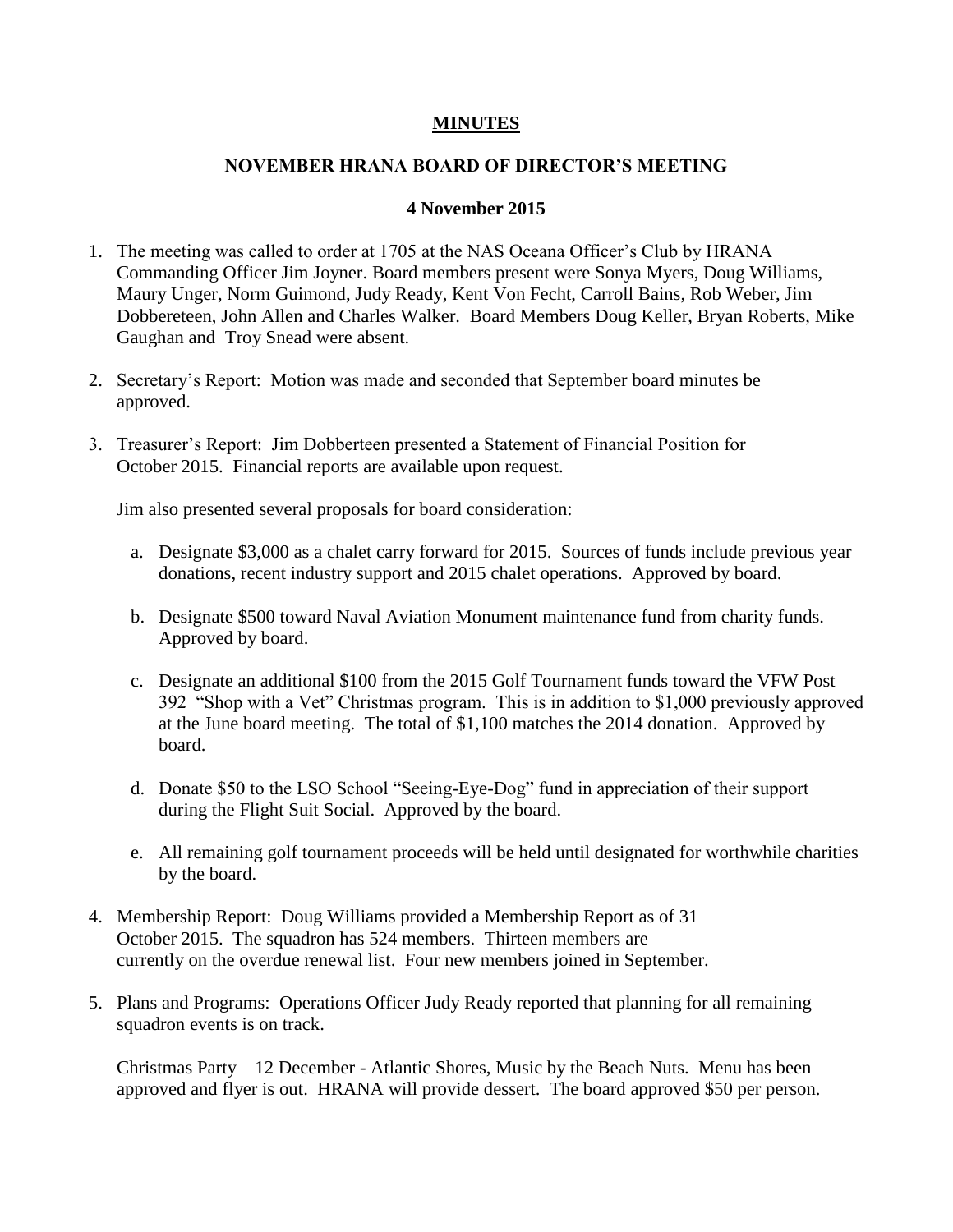**MINUTES**

**NOVEMBER HRANA BOARD OF DIRECTOR'S MEETING**

**4 November 2015**

1. The meeting was called to order at 1705 at the NAS Oceana Officer's Club by HRANA Commanding Officer Jim Joyner. Board members present were Sonya Myers, Doug Williams, Maury Unger, Norm Guimond, Judy Ready, Kent Von Fecht, Carroll Bains, Rob Weber, Jim Dobbereteen, John Allen and Charles Walker. Board Members Doug Keller, Bryan Roberts, Mike Gaughan and Troy Snead were absent.

2. Secretary's Report: Motion was made and seconded that September board minutes be approved.

3. Treasurer's Report: Jim Dobberteen presented a Statement of Financial Position for October 2015. Financial reports are available upon request.

   Jim also presented several proposals for board consideration:

   a. Designate $3,000 as a chalet carry forward for 2015. Sources of funds include previous year donations, recent industry support and 2015 chalet operations. Approved by board.

   b. Designate $500 toward Naval Aviation Monument maintenance fund from charity funds. Approved by board.

   c. Designate an additional $100 from the 2015 Golf Tournament funds toward the VFW Post 392 "Shop with a Vet" Christmas program. This is in addition to $1,000 previously approved at the June board meeting. The total of $1,100 matches the 2014 donation. Approved by board.

   d. Donate $50 to the LSO School "Seeing-Eye-Dog" fund in appreciation of their support during the Flight Suit Social. Approved by the board.

   e. All remaining golf tournament proceeds will be held until designated for worthwhile charities by the board.

4. Membership Report: Doug Williams provided a Membership Report as of 31 October 2015. The squadron has 524 members. Thirteen members are currently on the overdue renewal list. Four new members joined in September.

5. Plans and Programs: Operations Officer Judy Ready reported that planning for all remaining squadron events is on track.

   Christmas Party – 12 December - Atlantic Shores, Music by the Beach Nuts. Menu has been approved and flyer is out. HRANA will provide dessert. The board approved $50 per person.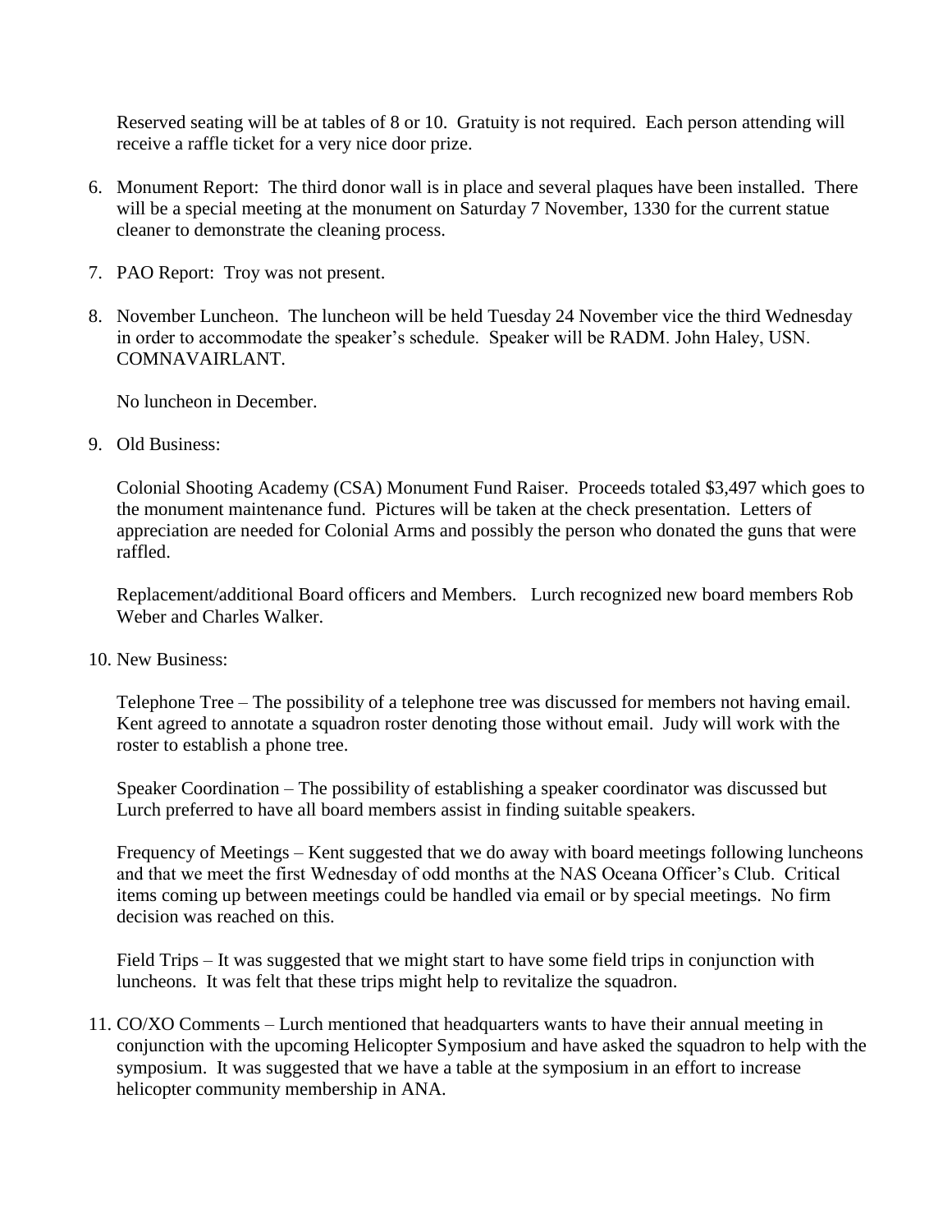Reserved seating will be at tables of 8 or 10. Gratuity is not required. Each person attending will receive a raffle ticket for a very nice door prize.

6. Monument Report: The third donor wall is in place and several plaques have been installed. There will be a special meeting at the monument on Saturday 7 November, 1330 for the current statue cleaner to demonstrate the cleaning process.

7. PAO Report: Troy was not present.

8. November Luncheon. The luncheon will be held Tuesday 24 November vice the third Wednesday in order to accommodate the speaker's schedule. Speaker will be RADM. John Haley, USN. COMNAVAIRLANT.

   No luncheon in December.

9. Old Business:

   Colonial Shooting Academy (CSA) Monument Fund Raiser. Proceeds totaled $3,497 which goes to the monument maintenance fund. Pictures will be taken at the check presentation. Letters of appreciation are needed for Colonial Arms and possibly the person who donated the guns that were raffled.

   Replacement/additional Board officers and Members. Lurch recognized new board members Rob Weber and Charles Walker.

10. New Business:

    Telephone Tree – The possibility of a telephone tree was discussed for members not having email. Kent agreed to annotate a squadron roster denoting those without email. Judy will work with the roster to establish a phone tree.

    Speaker Coordination – The possibility of establishing a speaker coordinator was discussed but Lurch preferred to have all board members assist in finding suitable speakers.

    Frequency of Meetings – Kent suggested that we do away with board meetings following luncheons and that we meet the first Wednesday of odd months at the NAS Oceana Officer's Club. Critical items coming up between meetings could be handled via email or by special meetings. No firm decision was reached on this.

    Field Trips – It was suggested that we might start to have some field trips in conjunction with luncheons. It was felt that these trips might help to revitalize the squadron.

11. CO/XO Comments – Lurch mentioned that headquarters wants to have their annual meeting in conjunction with the upcoming Helicopter Symposium and have asked the squadron to help with the symposium. It was suggested that we have a table at the symposium in an effort to increase helicopter community membership in ANA.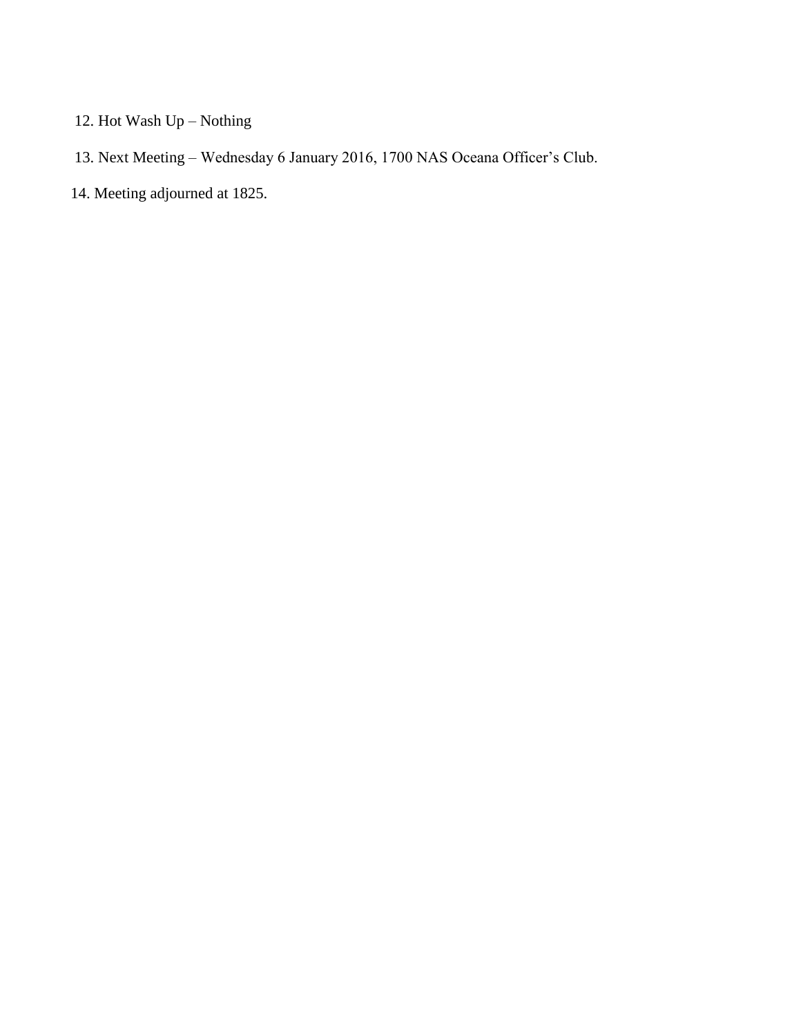12. Hot Wash Up – Nothing

13. Next Meeting – Wednesday 6 January 2016, 1700 NAS Oceana Officer's Club.

14. Meeting adjourned at 1825.